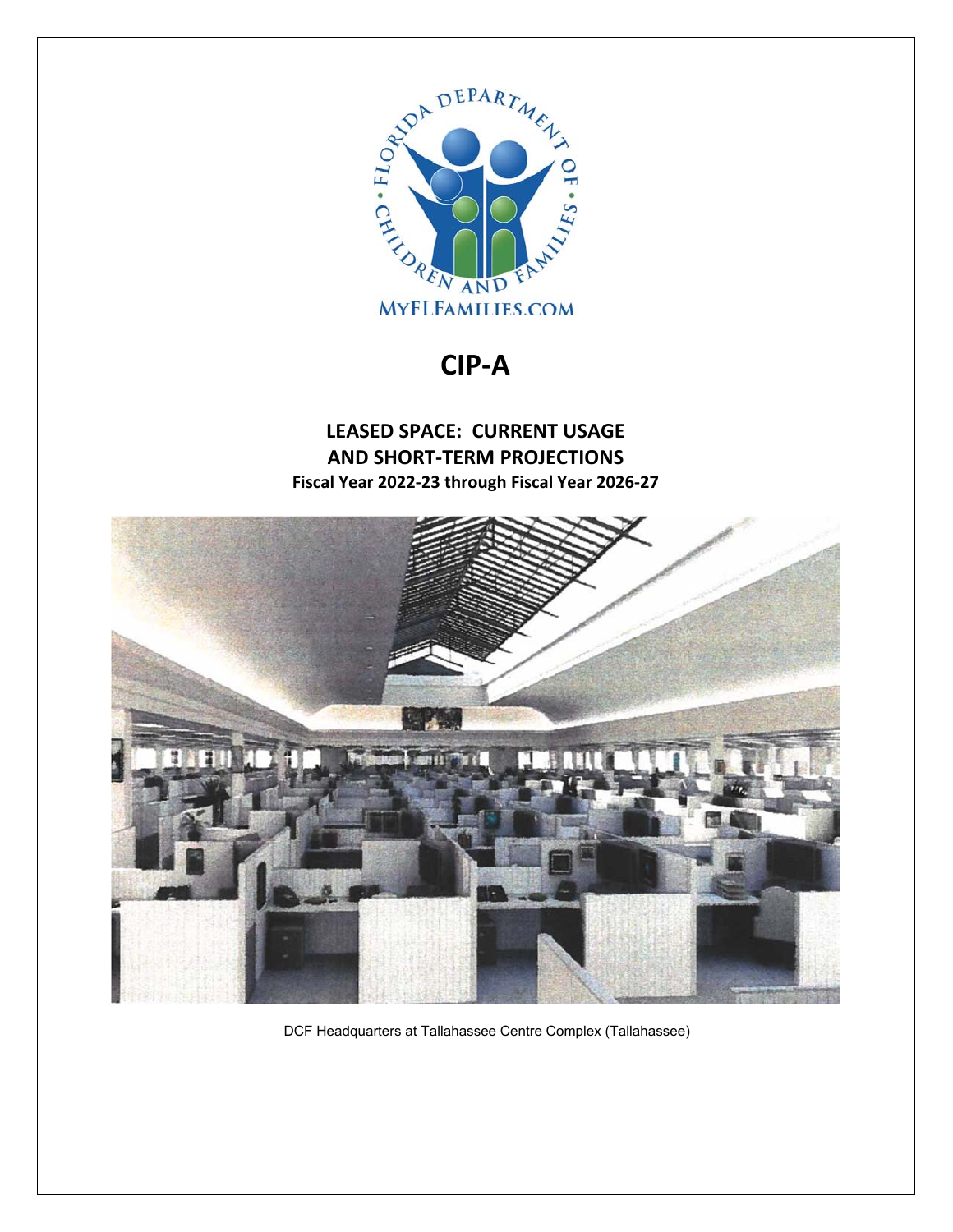# CIP-A

## LEASED SPACE: CURRENT USAGE AND SHORT-TERM PROJECTIONS

**Fiscal Year 2022-23 through Fiscal Year 2026-27**

DCF Headquarters at Tallahassee Centre Complex (Tallahassee)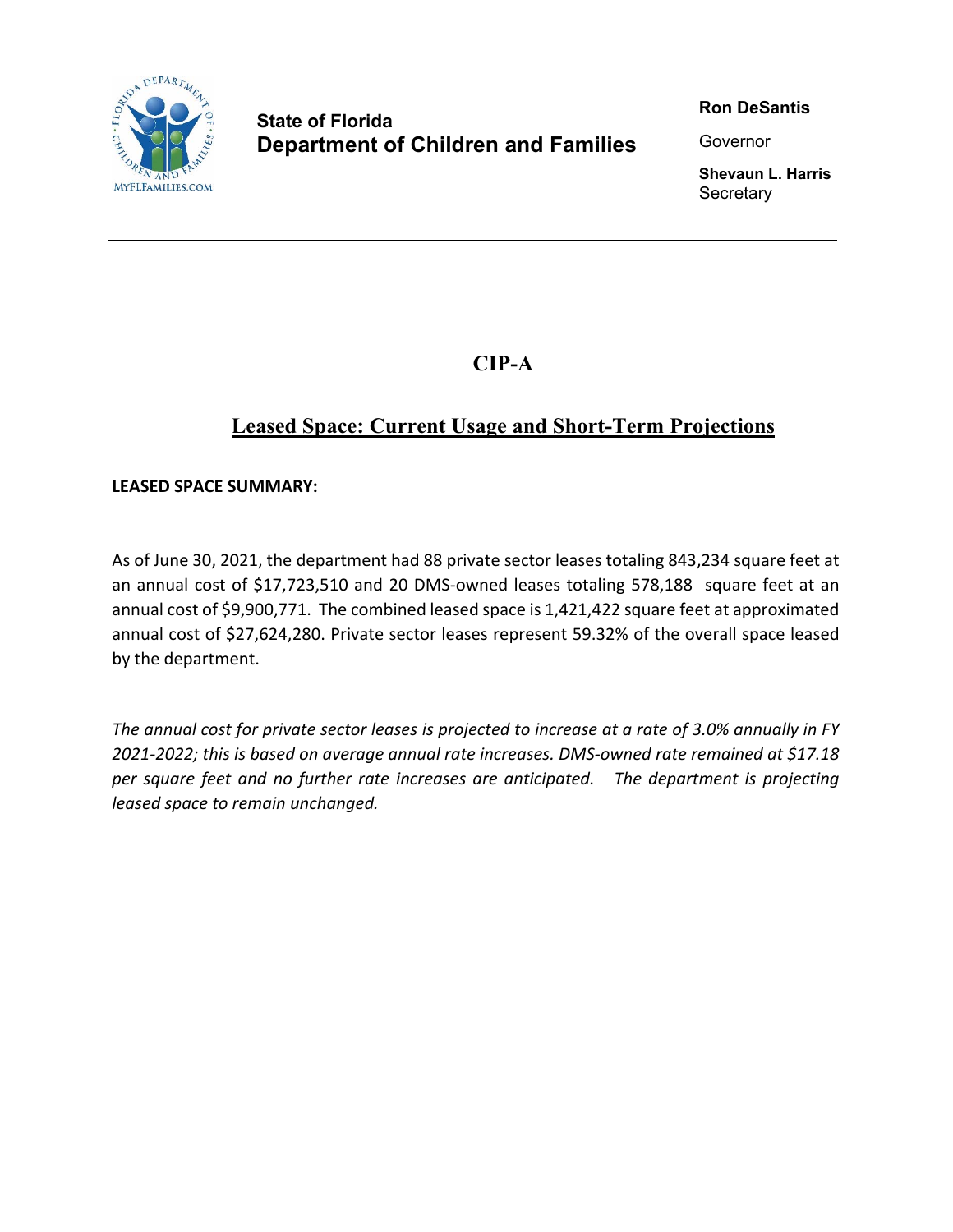**State of Florida**
**Department of Children and Families**

**Ron DeSantis**
Governor

**Shevaun L. Harris**
Secretary

---

# CIP-A

## Leased Space: Current Usage and Short-Term Projections

**LEASED SPACE SUMMARY:**

As of June 30, 2021, the department had 88 private sector leases totaling 843,234 square feet at an annual cost of $17,723,510 and 20 DMS-owned leases totaling 578,188 square feet at an annual cost of $9,900,771. The combined leased space is 1,421,422 square feet at approximated annual cost of $27,624,280. Private sector leases represent 59.32% of the overall space leased by the department.

*The annual cost for private sector leases is projected to increase at a rate of 3.0% annually in FY 2021-2022; this is based on average annual rate increases. DMS-owned rate remained at $17.18 per square feet and no further rate increases are anticipated. The department is projecting leased space to remain unchanged.*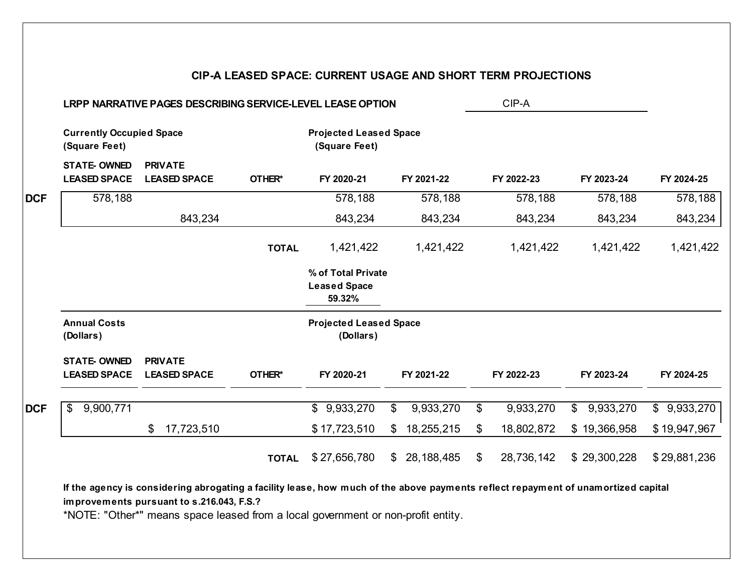## CIP-A LEASED SPACE: CURRENT USAGE AND SHORT TERM PROJECTIONS

**LRPP NARRATIVE PAGES DESCRIBING SERVICE-LEVEL LEASE OPTION** CIP-A

| | Currently Occupied Space (Square Feet) | | | Projected Leased Space (Square Feet) | | | | |
|---|---|---|---|---|---|---|---|---|
| | STATE- OWNED LEASED SPACE | PRIVATE LEASED SPACE | OTHER* | FY 2020-21 | FY 2021-22 | FY 2022-23 | FY 2023-24 | FY 2024-25 |
| DCF | 578,188 | | | 578,188 | 578,188 | 578,188 | 578,188 | 578,188 |
| | | 843,234 | | 843,234 | 843,234 | 843,234 | 843,234 | 843,234 |
| | | | TOTAL | 1,421,422 | 1,421,422 | 1,421,422 | 1,421,422 | 1,421,422 |

**% of Total Private Leased Space**
**59.32%**

| | Annual Costs (Dollars) | | | Projected Leased Space (Dollars) | | | | |
|---|---|---|---|---|---|---|---|---|
| | STATE- OWNED LEASED SPACE | PRIVATE LEASED SPACE | OTHER* | FY 2020-21 | FY 2021-22 | FY 2022-23 | FY 2023-24 | FY 2024-25 |
| DCF | $ 9,900,771 | | | $ 9,933,270 | $ 9,933,270 | $ 9,933,270 | $ 9,933,270 | $ 9,933,270 |
| | | $ 17,723,510 | | $ 17,723,510 | $ 18,255,215 | $ 18,802,872 | $ 19,366,958 | $ 19,947,967 |
| | | | TOTAL | $ 27,656,780 | $ 28,188,485 | $ 28,736,142 | $ 29,300,228 | $ 29,881,236 |

**If the agency is considering abrogating a facility lease, how much of the above payments reflect repayment of unamortized capital improvements pursuant to s.216.043, F.S.?**

*NOTE: "Other*" means space leased from a local government or non-profit entity.